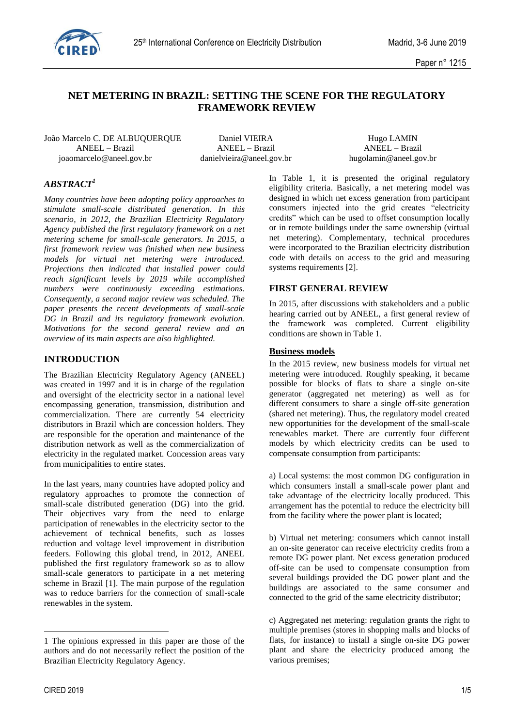# NET METERING IN BRAZIL: SETTING THE SCENE FOR THE REGULATORY FRAMEWORK REVIEW

João Marcelo C. DE ALBUQUERQUE
ANEEL – Brazil
joaomarcelo@aneel.gov.br

Daniel VIEIRA
ANEEL – Brazil
danielvieira@aneel.gov.br

Hugo LAMIN
ANEEL – Brazil
hugolamin@aneel.gov.br

## *ABSTRACT[1]*

*Many countries have been adopting policy approaches to stimulate small-scale distributed generation. In this scenario, in 2012, the Brazilian Electricity Regulatory Agency published the first regulatory framework on a net metering scheme for small-scale generators. In 2015, a first framework review was finished when new business models for virtual net metering were introduced. Projections then indicated that installed power could reach significant levels by 2019 while accomplished numbers were continuously exceeding estimations. Consequently, a second major review was scheduled. The paper presents the recent developments of small-scale DG in Brazil and its regulatory framework evolution. Motivations for the second general review and an overview of its main aspects are also highlighted.*

## INTRODUCTION

The Brazilian Electricity Regulatory Agency (ANEEL) was created in 1997 and it is in charge of the regulation and oversight of the electricity sector in a national level encompassing generation, transmission, distribution and commercialization. There are currently 54 electricity distributors in Brazil which are concession holders. They are responsible for the operation and maintenance of the distribution network as well as the commercialization of electricity in the regulated market. Concession areas vary from municipalities to entire states.

In the last years, many countries have adopted policy and regulatory approaches to promote the connection of small-scale distributed generation (DG) into the grid. Their objectives vary from the need to enlarge participation of renewables in the electricity sector to the achievement of technical benefits, such as losses reduction and voltage level improvement in distribution feeders. Following this global trend, in 2012, ANEEL published the first regulatory framework so as to allow small-scale generators to participate in a net metering scheme in Brazil [1]. The main purpose of the regulation was to reduce barriers for the connection of small-scale renewables in the system.

In Table 1, it is presented the original regulatory eligibility criteria. Basically, a net metering model was designed in which net excess generation from participant consumers injected into the grid creates "electricity credits" which can be used to offset consumption locally or in remote buildings under the same ownership (virtual net metering). Complementary, technical procedures were incorporated to the Brazilian electricity distribution code with details on access to the grid and measuring systems requirements [2].

## FIRST GENERAL REVIEW

In 2015, after discussions with stakeholders and a public hearing carried out by ANEEL, a first general review of the framework was completed. Current eligibility conditions are shown in Table 1.

### Business models

In the 2015 review, new business models for virtual net metering were introduced. Roughly speaking, it became possible for blocks of flats to share a single on-site generator (aggregated net metering) as well as for different consumers to share a single off-site generation (shared net metering). Thus, the regulatory model created new opportunities for the development of the small-scale renewables market. There are currently four different models by which electricity credits can be used to compensate consumption from participants:

a) Local systems: the most common DG configuration in which consumers install a small-scale power plant and take advantage of the electricity locally produced. This arrangement has the potential to reduce the electricity bill from the facility where the power plant is located;

b) Virtual net metering: consumers which cannot install an on-site generator can receive electricity credits from a remote DG power plant. Net excess generation produced off-site can be used to compensate consumption from several buildings provided the DG power plant and the buildings are associated to the same consumer and connected to the grid of the same electricity distributor;

c) Aggregated net metering: regulation grants the right to multiple premises (stores in shopping malls and blocks of flats, for instance) to install a single on-site DG power plant and share the electricity produced among the various premises;

1 The opinions expressed in this paper are those of the authors and do not necessarily reflect the position of the Brazilian Electricity Regulatory Agency.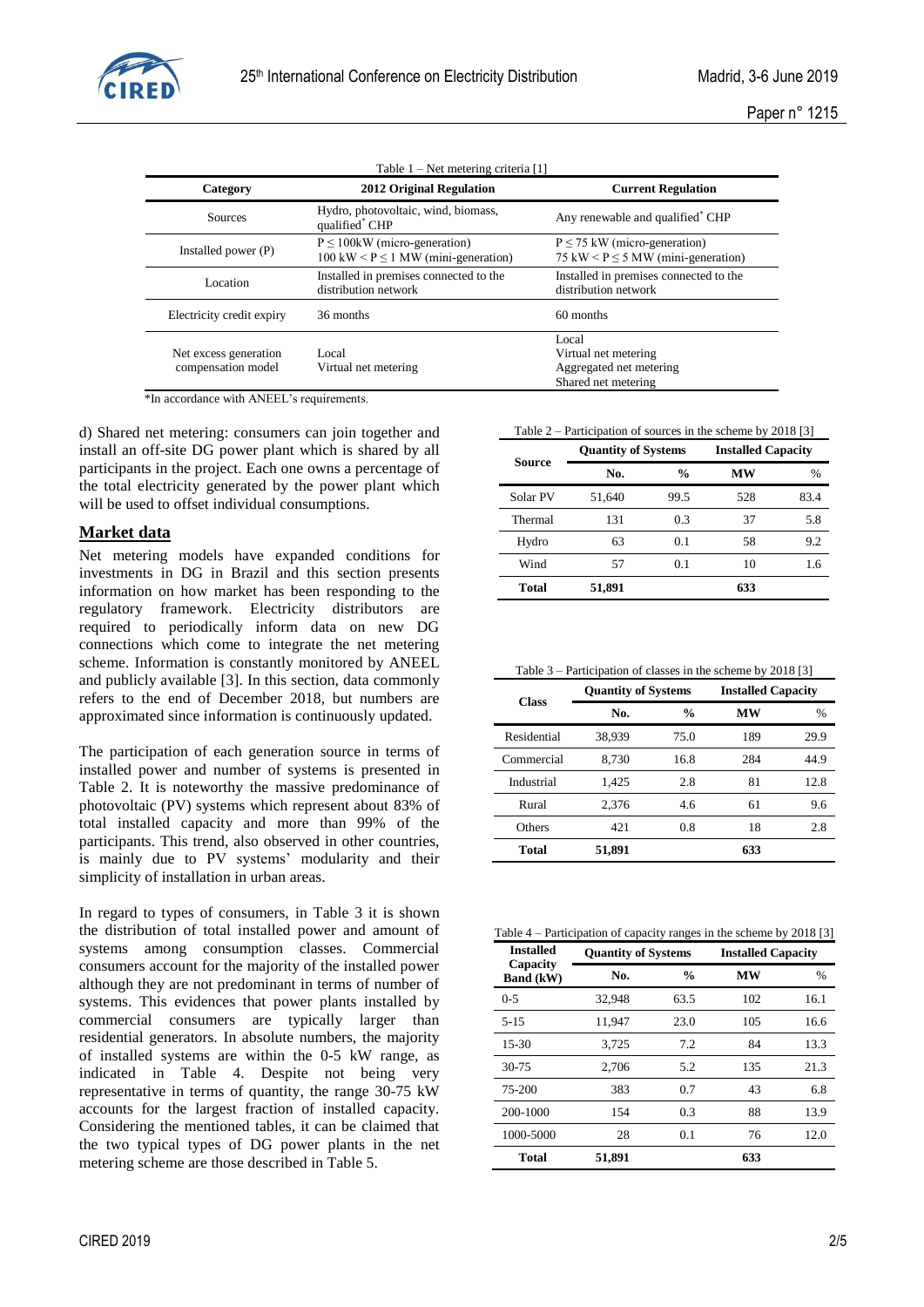Table 1 – Net metering criteria [1]

| Category | 2012 Original Regulation | Current Regulation |
|---|---|---|
| Sources | Hydro, photovoltaic, wind, biomass, qualified* CHP | Any renewable and qualified* CHP |
| Installed power (P) | P ≤ 100kW (micro-generation)<br>100 kW < P ≤ 1 MW (mini-generation) | P ≤ 75 kW (micro-generation)<br>75 kW < P ≤ 5 MW (mini-generation) |
| Location | Installed in premises connected to the distribution network | Installed in premises connected to the distribution network |
| Electricity credit expiry | 36 months | 60 months |
| Net excess generation compensation model | Local<br>Virtual net metering | Local<br>Virtual net metering<br>Aggregated net metering<br>Shared net metering |

*In accordance with ANEEL's requirements.

d) Shared net metering: consumers can join together and install an off-site DG power plant which is shared by all participants in the project. Each one owns a percentage of the total electricity generated by the power plant which will be used to offset individual consumptions.

## Market data

Net metering models have expanded conditions for investments in DG in Brazil and this section presents information on how market has been responding to the regulatory framework. Electricity distributors are required to periodically inform data on new DG connections which come to integrate the net metering scheme. Information is constantly monitored by ANEEL and publicly available [3]. In this section, data commonly refers to the end of December 2018, but numbers are approximated since information is continuously updated.

The participation of each generation source in terms of installed power and number of systems is presented in Table 2. It is noteworthy the massive predominance of photovoltaic (PV) systems which represent about 83% of total installed capacity and more than 99% of the participants. This trend, also observed in other countries, is mainly due to PV systems' modularity and their simplicity of installation in urban areas.

In regard to types of consumers, in Table 3 it is shown the distribution of total installed power and amount of systems among consumption classes. Commercial consumers account for the majority of the installed power although they are not predominant in terms of number of systems. This evidences that power plants installed by commercial consumers are typically larger than residential generators. In absolute numbers, the majority of installed systems are within the 0-5 kW range, as indicated in Table 4. Despite not being very representative in terms of quantity, the range 30-75 kW accounts for the largest fraction of installed capacity. Considering the mentioned tables, it can be claimed that the two typical types of DG power plants in the net metering scheme are those described in Table 5.

Table 2 – Participation of sources in the scheme by 2018 [3]

| Source | Quantity of Systems | | Installed Capacity | |
|---|---|---|---|---|
| | No. | % | MW | % |
| Solar PV | 51,640 | 99.5 | 528 | 83.4 |
| Thermal | 131 | 0.3 | 37 | 5.8 |
| Hydro | 63 | 0.1 | 58 | 9.2 |
| Wind | 57 | 0.1 | 10 | 1.6 |
| **Total** | **51,891** | | **633** | |

Table 3 – Participation of classes in the scheme by 2018 [3]

| Class | Quantity of Systems | | Installed Capacity | |
|---|---|---|---|---|
| | No. | % | MW | % |
| Residential | 38,939 | 75.0 | 189 | 29.9 |
| Commercial | 8,730 | 16.8 | 284 | 44.9 |
| Industrial | 1,425 | 2.8 | 81 | 12.8 |
| Rural | 2,376 | 4.6 | 61 | 9.6 |
| Others | 421 | 0.8 | 18 | 2.8 |
| **Total** | **51,891** | | **633** | |

Table 4 – Participation of capacity ranges in the scheme by 2018 [3]

| Installed Capacity Band (kW) | Quantity of Systems | | Installed Capacity | |
|---|---|---|---|---|
| | No. | % | MW | % |
| 0-5 | 32,948 | 63.5 | 102 | 16.1 |
| 5-15 | 11,947 | 23.0 | 105 | 16.6 |
| 15-30 | 3,725 | 7.2 | 84 | 13.3 |
| 30-75 | 2,706 | 5.2 | 135 | 21.3 |
| 75-200 | 383 | 0.7 | 43 | 6.8 |
| 200-1000 | 154 | 0.3 | 88 | 13.9 |
| 1000-5000 | 28 | 0.1 | 76 | 12.0 |
| **Total** | **51,891** | | **633** | |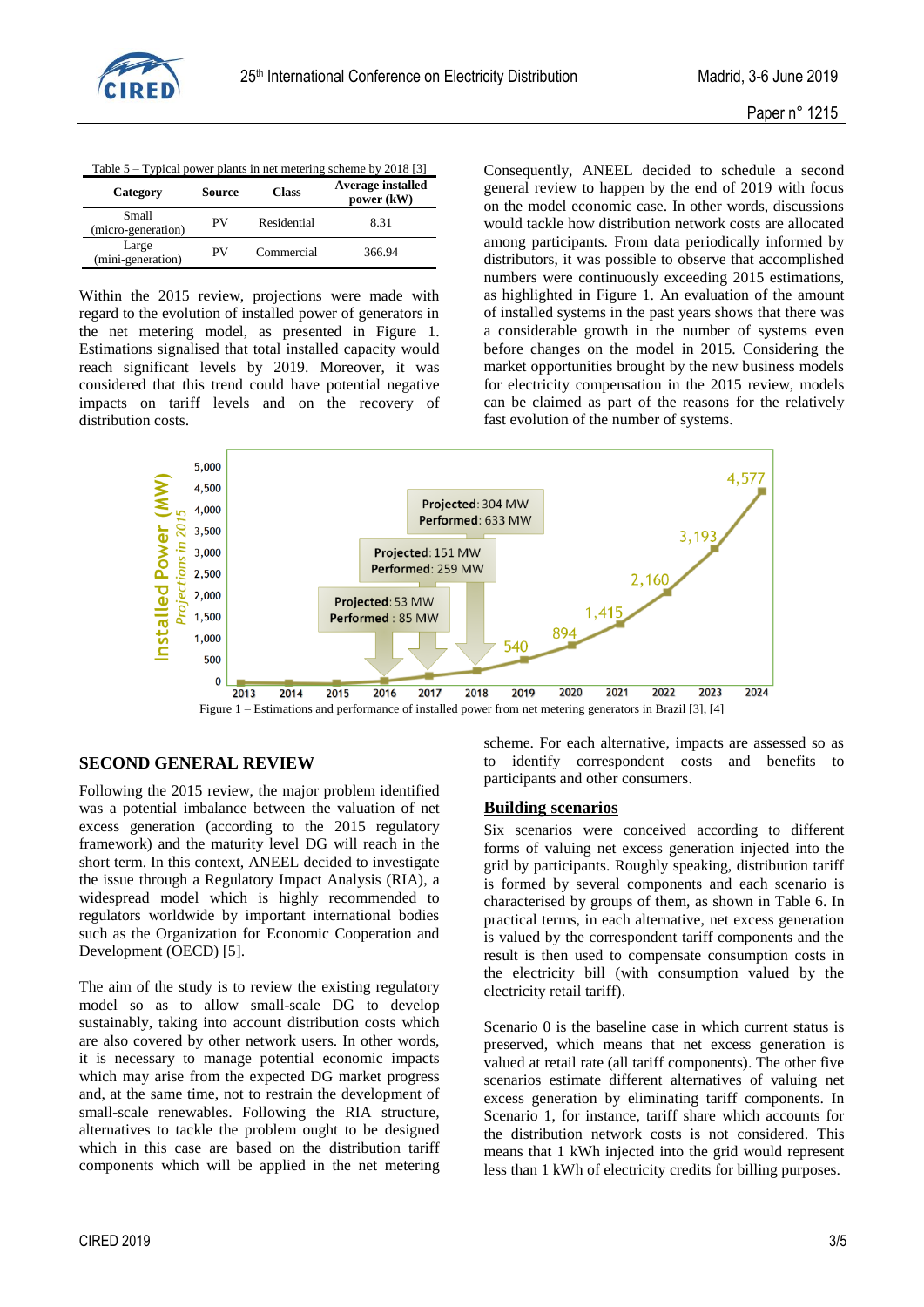Table 5 – Typical power plants in net metering scheme by 2018 [3]

| Category | Source | Class | Average installed power (kW) |
|---|---|---|---|
| Small (micro-generation) | PV | Residential | 8.31 |
| Large (mini-generation) | PV | Commercial | 366.94 |

Within the 2015 review, projections were made with regard to the evolution of installed power of generators in the net metering model, as presented in Figure 1. Estimations signalised that total installed capacity would reach significant levels by 2019. Moreover, it was considered that this trend could have potential negative impacts on tariff levels and on the recovery of distribution costs.

Consequently, ANEEL decided to schedule a second general review to happen by the end of 2019 with focus on the model economic case. In other words, discussions would tackle how distribution network costs are allocated among participants. From data periodically informed by distributors, it was possible to observe that accomplished numbers were continuously exceeding 2015 estimations, as highlighted in Figure 1. An evaluation of the amount of installed systems in the past years shows that there was a considerable growth in the number of systems even before changes on the model in 2015. Considering the market opportunities brought by the new business models for electricity compensation in the 2015 review, models can be claimed as part of the reasons for the relatively fast evolution of the number of systems.

Figure 1 – Estimations and performance of installed power from net metering generators in Brazil [3], [4]

## SECOND GENERAL REVIEW

Following the 2015 review, the major problem identified was a potential imbalance between the valuation of net excess generation (according to the 2015 regulatory framework) and the maturity level DG will reach in the short term. In this context, ANEEL decided to investigate the issue through a Regulatory Impact Analysis (RIA), a widespread model which is highly recommended to regulators worldwide by important international bodies such as the Organization for Economic Cooperation and Development (OECD) [5].

The aim of the study is to review the existing regulatory model so as to allow small-scale DG to develop sustainably, taking into account distribution costs which are also covered by other network users. In other words, it is necessary to manage potential economic impacts which may arise from the expected DG market progress and, at the same time, not to restrain the development of small-scale renewables. Following the RIA structure, alternatives to tackle the problem ought to be designed which in this case are based on the distribution tariff components which will be applied in the net metering scheme. For each alternative, impacts are assessed so as to identify correspondent costs and benefits to participants and other consumers.

### Building scenarios

Six scenarios were conceived according to different forms of valuing net excess generation injected into the grid by participants. Roughly speaking, distribution tariff is formed by several components and each scenario is characterised by groups of them, as shown in Table 6. In practical terms, in each alternative, net excess generation is valued by the correspondent tariff components and the result is then used to compensate consumption costs in the electricity bill (with consumption valued by the electricity retail tariff).

Scenario 0 is the baseline case in which current status is preserved, which means that net excess generation is valued at retail rate (all tariff components). The other five scenarios estimate different alternatives of valuing net excess generation by eliminating tariff components. In Scenario 1, for instance, tariff share which accounts for the distribution network costs is not considered. This means that 1 kWh injected into the grid would represent less than 1 kWh of electricity credits for billing purposes.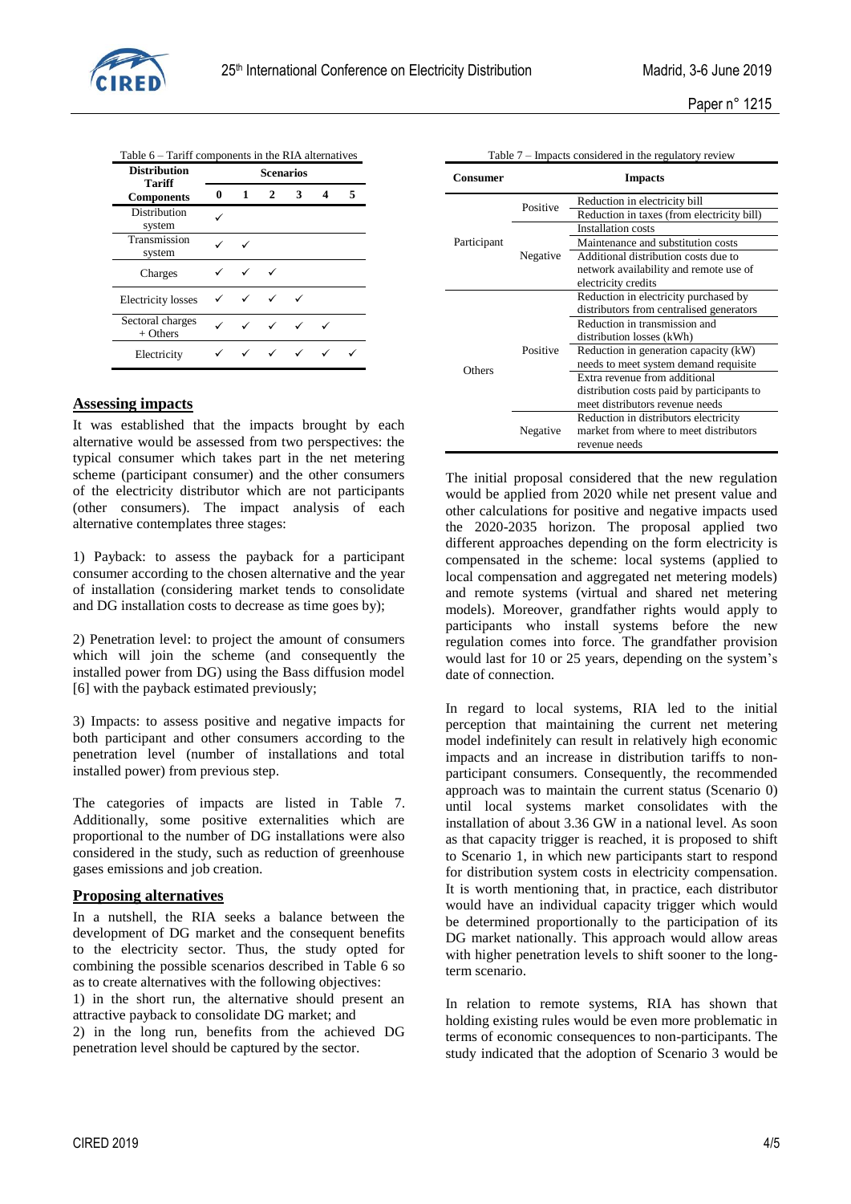Table 6 – Tariff components in the RIA alternatives

| Distribution Tariff Components | Scenarios | | | | | |
|---|---|---|---|---|---|---|
| | 0 | 1 | 2 | 3 | 4 | 5 |
| Distribution system | ✓ | | | | | |
| Transmission system | ✓ | ✓ | | | | |
| Charges | ✓ | ✓ | ✓ | | | |
| Electricity losses | ✓ | ✓ | ✓ | ✓ | | |
| Sectoral charges + Others | ✓ | ✓ | ✓ | ✓ | ✓ | |
| Electricity | ✓ | ✓ | ✓ | ✓ | ✓ | ✓ |

## Assessing impacts

It was established that the impacts brought by each alternative would be assessed from two perspectives: the typical consumer which takes part in the net metering scheme (participant consumer) and the other consumers of the electricity distributor which are not participants (other consumers). The impact analysis of each alternative contemplates three stages:

1) Payback: to assess the payback for a participant consumer according to the chosen alternative and the year of installation (considering market tends to consolidate and DG installation costs to decrease as time goes by);

2) Penetration level: to project the amount of consumers which will join the scheme (and consequently the installed power from DG) using the Bass diffusion model [6] with the payback estimated previously;

3) Impacts: to assess positive and negative impacts for both participant and other consumers according to the penetration level (number of installations and total installed power) from previous step.

The categories of impacts are listed in Table 7. Additionally, some positive externalities which are proportional to the number of DG installations were also considered in the study, such as reduction of greenhouse gases emissions and job creation.

## Proposing alternatives

In a nutshell, the RIA seeks a balance between the development of DG market and the consequent benefits to the electricity sector. Thus, the study opted for combining the possible scenarios described in Table 6 so as to create alternatives with the following objectives:

1) in the short run, the alternative should present an attractive payback to consolidate DG market; and

2) in the long run, benefits from the achieved DG penetration level should be captured by the sector.

Table 7 – Impacts considered in the regulatory review

| Consumer | | Impacts |
|---|---|---|
| Participant | Positive | Reduction in electricity bill |
| | | Reduction in taxes (from electricity bill) |
| | Negative | Installation costs |
| | | Maintenance and substitution costs |
| | | Additional distribution costs due to network availability and remote use of electricity credits |
| Others | Positive | Reduction in electricity purchased by distributors from centralised generators |
| | | Reduction in transmission and distribution losses (kWh) |
| | | Reduction in generation capacity (kW) needs to meet system demand requisite |
| | | Extra revenue from additional distribution costs paid by participants to meet distributors revenue needs |
| | Negative | Reduction in distributors electricity market from where to meet distributors revenue needs |

The initial proposal considered that the new regulation would be applied from 2020 while net present value and other calculations for positive and negative impacts used the 2020-2035 horizon. The proposal applied two different approaches depending on the form electricity is compensated in the scheme: local systems (applied to local compensation and aggregated net metering models) and remote systems (virtual and shared net metering models). Moreover, grandfather rights would apply to participants who install systems before the new regulation comes into force. The grandfather provision would last for 10 or 25 years, depending on the system's date of connection.

In regard to local systems, RIA led to the initial perception that maintaining the current net metering model indefinitely can result in relatively high economic impacts and an increase in distribution tariffs to non-participant consumers. Consequently, the recommended approach was to maintain the current status (Scenario 0) until local systems market consolidates with the installation of about 3.36 GW in a national level. As soon as that capacity trigger is reached, it is proposed to shift to Scenario 1, in which new participants start to respond for distribution system costs in electricity compensation. It is worth mentioning that, in practice, each distributor would have an individual capacity trigger which would be determined proportionally to the participation of its DG market nationally. This approach would allow areas with higher penetration levels to shift sooner to the long-term scenario.

In relation to remote systems, RIA has shown that holding existing rules would be even more problematic in terms of economic consequences to non-participants. The study indicated that the adoption of Scenario 3 would be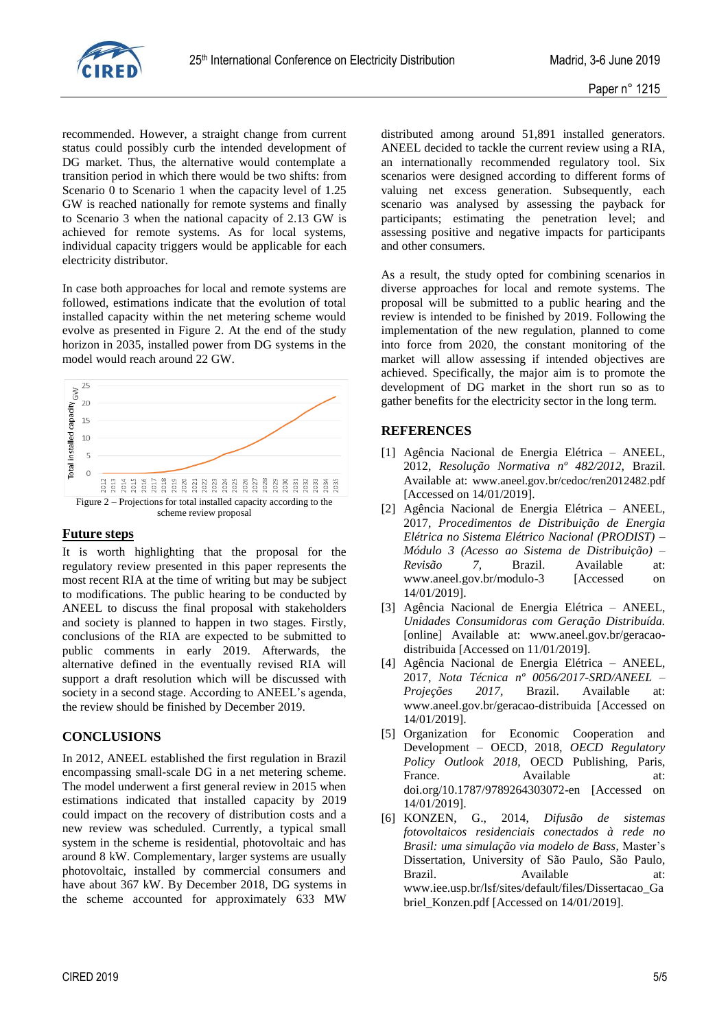recommended. However, a straight change from current status could possibly curb the intended development of DG market. Thus, the alternative would contemplate a transition period in which there would be two shifts: from Scenario 0 to Scenario 1 when the capacity level of 1.25 GW is reached nationally for remote systems and finally to Scenario 3 when the national capacity of 2.13 GW is achieved for remote systems. As for local systems, individual capacity triggers would be applicable for each electricity distributor.

In case both approaches for local and remote systems are followed, estimations indicate that the evolution of total installed capacity within the net metering scheme would evolve as presented in Figure 2. At the end of the study horizon in 2035, installed power from DG systems in the model would reach around 22 GW.

Total installed capacity GW
25
20
15
10
5
0
2012 2013 2014 2015 2016 2017 2018 2019 2020 2021 2022 2023 2024 2025 2026 2027 2028 2029 2030 2031 2032 2033 2034 2035

Figure 2 – Projections for total installed capacity according to the scheme review proposal

## Future steps

It is worth highlighting that the proposal for the regulatory review presented in this paper represents the most recent RIA at the time of writing but may be subject to modifications. The public hearing to be conducted by ANEEL to discuss the final proposal with stakeholders and society is planned to happen in two stages. Firstly, conclusions of the RIA are expected to be submitted to public comments in early 2019. Afterwards, the alternative defined in the eventually revised RIA will support a draft resolution which will be discussed with society in a second stage. According to ANEEL's agenda, the review should be finished by December 2019.

## CONCLUSIONS

In 2012, ANEEL established the first regulation in Brazil encompassing small-scale DG in a net metering scheme. The model underwent a first general review in 2015 when estimations indicated that installed capacity by 2019 could impact on the recovery of distribution costs and a new review was scheduled. Currently, a typical small system in the scheme is residential, photovoltaic and has around 8 kW. Complementary, larger systems are usually photovoltaic, installed by commercial consumers and have about 367 kW. By December 2018, DG systems in the scheme accounted for approximately 633 MW distributed among around 51,891 installed generators. ANEEL decided to tackle the current review using a RIA, an internationally recommended regulatory tool. Six scenarios were designed according to different forms of valuing net excess generation. Subsequently, each scenario was analysed by assessing the payback for participants; estimating the penetration level; and assessing positive and negative impacts for participants and other consumers.

As a result, the study opted for combining scenarios in diverse approaches for local and remote systems. The proposal will be submitted to a public hearing and the review is intended to be finished by 2019. Following the implementation of the new regulation, planned to come into force from 2020, the constant monitoring of the market will allow assessing if intended objectives are achieved. Specifically, the major aim is to promote the development of DG market in the short run so as to gather benefits for the electricity sector in the long term.

## REFERENCES

[1] Agência Nacional de Energia Elétrica – ANEEL, 2012, *Resolução Normativa nº 482/2012*, Brazil. Available at: www.aneel.gov.br/cedoc/ren2012482.pdf [Accessed on 14/01/2019].

[2] Agência Nacional de Energia Elétrica – ANEEL, 2017, *Procedimentos de Distribuição de Energia Elétrica no Sistema Elétrico Nacional (PRODIST) – Módulo 3 (Acesso ao Sistema de Distribuição) – Revisão 7*, Brazil. Available at: www.aneel.gov.br/modulo-3 [Accessed on 14/01/2019].

[3] Agência Nacional de Energia Elétrica – ANEEL, *Unidades Consumidoras com Geração Distribuída.* [online] Available at: www.aneel.gov.br/geracao-distribuida [Accessed on 11/01/2019].

[4] Agência Nacional de Energia Elétrica – ANEEL, 2017, *Nota Técnica nº 0056/2017-SRD/ANEEL – Projeções 2017*, Brazil. Available at: www.aneel.gov.br/geracao-distribuida [Accessed on 14/01/2019].

[5] Organization for Economic Cooperation and Development – OECD, 2018, *OECD Regulatory Policy Outlook 2018*, OECD Publishing, Paris, France. Available at: doi.org/10.1787/9789264303072-en [Accessed on 14/01/2019].

[6] KONZEN, G., 2014, *Difusão de sistemas fotovoltaicos residenciais conectados à rede no Brasil: uma simulação via modelo de Bass*, Master's Dissertation, University of São Paulo, São Paulo, Brazil. Available at: www.iee.usp.br/lsf/sites/default/files/Dissertacao_Gabriel_Konzen.pdf [Accessed on 14/01/2019].